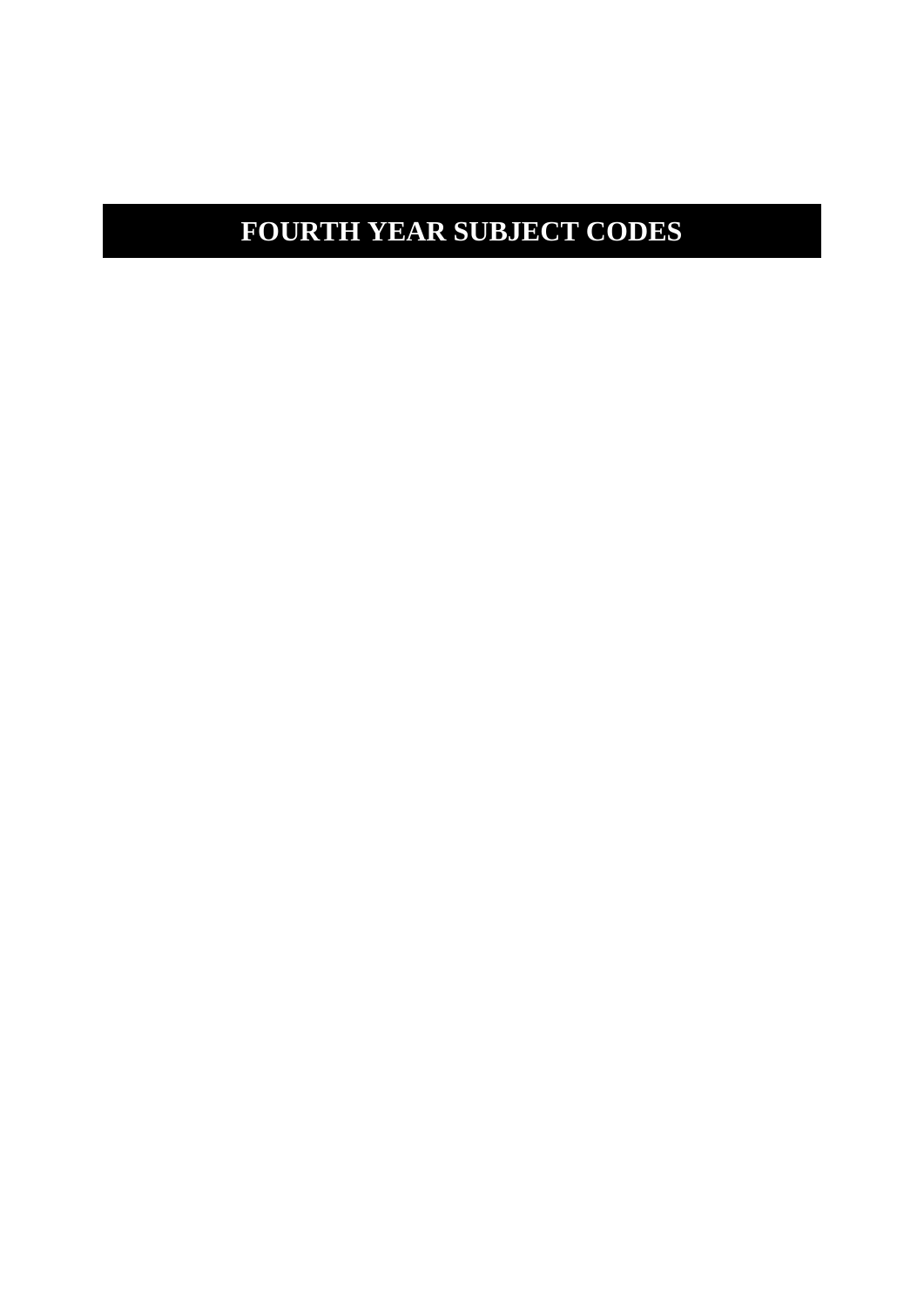# FOURTH YEAR SUBJECT CODES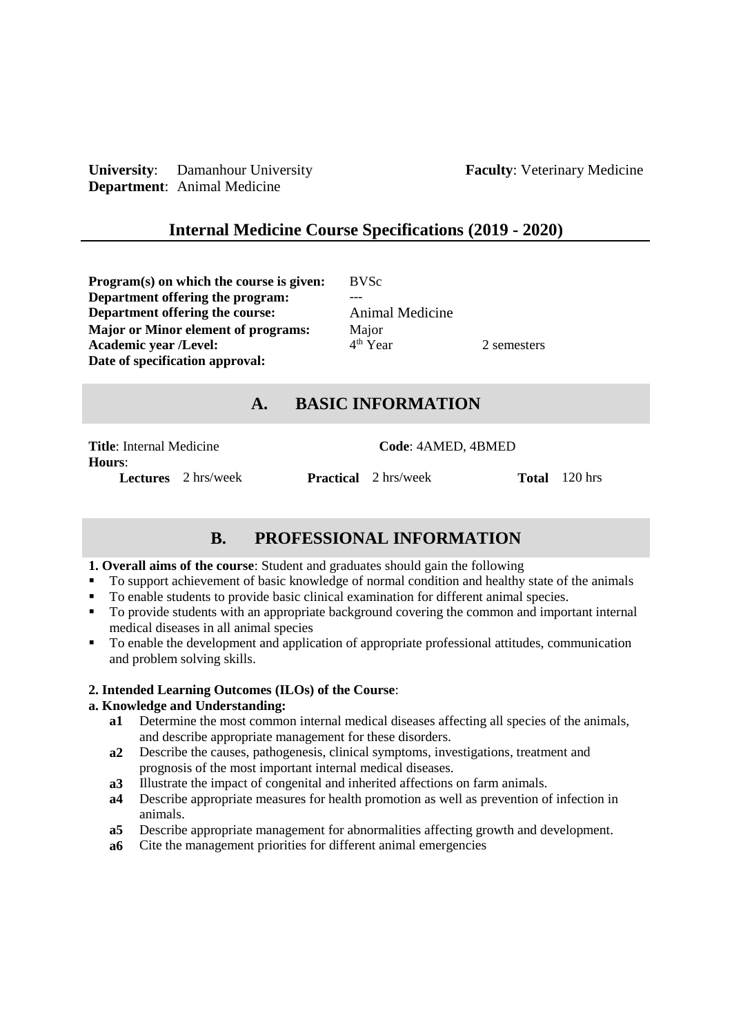**University**: Damanhour University **Faculty**: Veterinary Medicine
**Department**: Animal Medicine

## Internal Medicine Course Specifications (2019 - 2020)

| | | |
|---|---|---|
| **Program(s) on which the course is given:** | BVSc | |
| **Department offering the program:** | --- | |
| **Department offering the course:** | Animal Medicine | |
| **Major or Minor element of programs:** | Major | |
| **Academic year /Level:** | 4th Year | 2 semesters |
| **Date of specification approval:** | | |

## A. BASIC INFORMATION

**Title**: Internal Medicine **Code**: 4AMED, 4BMED

**Hours**:

**Lectures** 2 hrs/week **Practical** 2 hrs/week **Total** 120 hrs

## B. PROFESSIONAL INFORMATION

**1. Overall aims of the course**: Student and graduates should gain the following

- To support achievement of basic knowledge of normal condition and healthy state of the animals
- To enable students to provide basic clinical examination for different animal species.
- To provide students with an appropriate background covering the common and important internal medical diseases in all animal species
- To enable the development and application of appropriate professional attitudes, communication and problem solving skills.

**2. Intended Learning Outcomes (ILOs) of the Course**:

**a. Knowledge and Understanding:**

- **a1** Determine the most common internal medical diseases affecting all species of the animals, and describe appropriate management for these disorders.
- **a2** Describe the causes, pathogenesis, clinical symptoms, investigations, treatment and prognosis of the most important internal medical diseases.
- **a3** Illustrate the impact of congenital and inherited affections on farm animals.
- **a4** Describe appropriate measures for health promotion as well as prevention of infection in animals.
- **a5** Describe appropriate management for abnormalities affecting growth and development.
- **a6** Cite the management priorities for different animal emergencies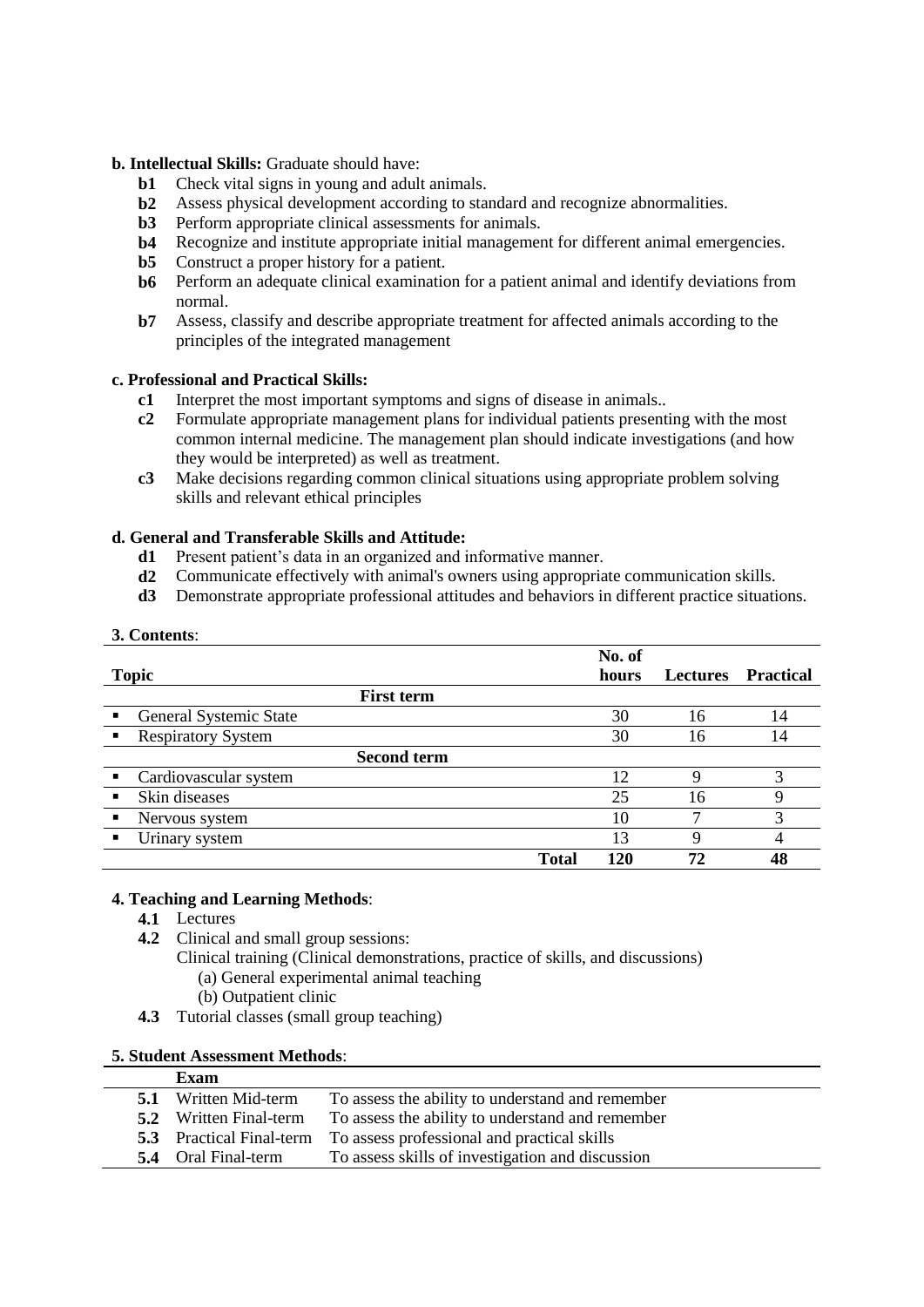**b. Intellectual Skills:** Graduate should have:

- **b1** Check vital signs in young and adult animals.
- **b2** Assess physical development according to standard and recognize abnormalities.
- **b3** Perform appropriate clinical assessments for animals.
- **b4** Recognize and institute appropriate initial management for different animal emergencies.
- **b5** Construct a proper history for a patient.
- **b6** Perform an adequate clinical examination for a patient animal and identify deviations from normal.
- **b7** Assess, classify and describe appropriate treatment for affected animals according to the principles of the integrated management

**c. Professional and Practical Skills:**

- **c1** Interpret the most important symptoms and signs of disease in animals..
- **c2** Formulate appropriate management plans for individual patients presenting with the most common internal medicine. The management plan should indicate investigations (and how they would be interpreted) as well as treatment.
- **c3** Make decisions regarding common clinical situations using appropriate problem solving skills and relevant ethical principles

**d. General and Transferable Skills and Attitude:**

- **d1** Present patient's data in an organized and informative manner.
- **d2** Communicate effectively with animal's owners using appropriate communication skills.
- **d3** Demonstrate appropriate professional attitudes and behaviors in different practice situations.

**3. Contents**:

| Topic | No. of hours | Lectures | Practical |
|---|---|---|---|
| **First term** | | | |
| ▪ General Systemic State | 30 | 16 | 14 |
| ▪ Respiratory System | 30 | 16 | 14 |
| **Second term** | | | |
| ▪ Cardiovascular system | 12 | 9 | 3 |
| ▪ Skin diseases | 25 | 16 | 9 |
| ▪ Nervous system | 10 | 7 | 3 |
| ▪ Urinary system | 13 | 9 | 4 |
| **Total** | **120** | **72** | **48** |

**4. Teaching and Learning Methods**:

- **4.1** Lectures
- **4.2** Clinical and small group sessions:
  Clinical training (Clinical demonstrations, practice of skills, and discussions)
  - (a) General experimental animal teaching
  - (b) Outpatient clinic
- **4.3** Tutorial classes (small group teaching)

**5. Student Assessment Methods**:

| | Exam | |
|---|---|---|
| **5.1** | Written Mid-term | To assess the ability to understand and remember |
| **5.2** | Written Final-term | To assess the ability to understand and remember |
| **5.3** | Practical Final-term | To assess professional and practical skills |
| **5.4** | Oral Final-term | To assess skills of investigation and discussion |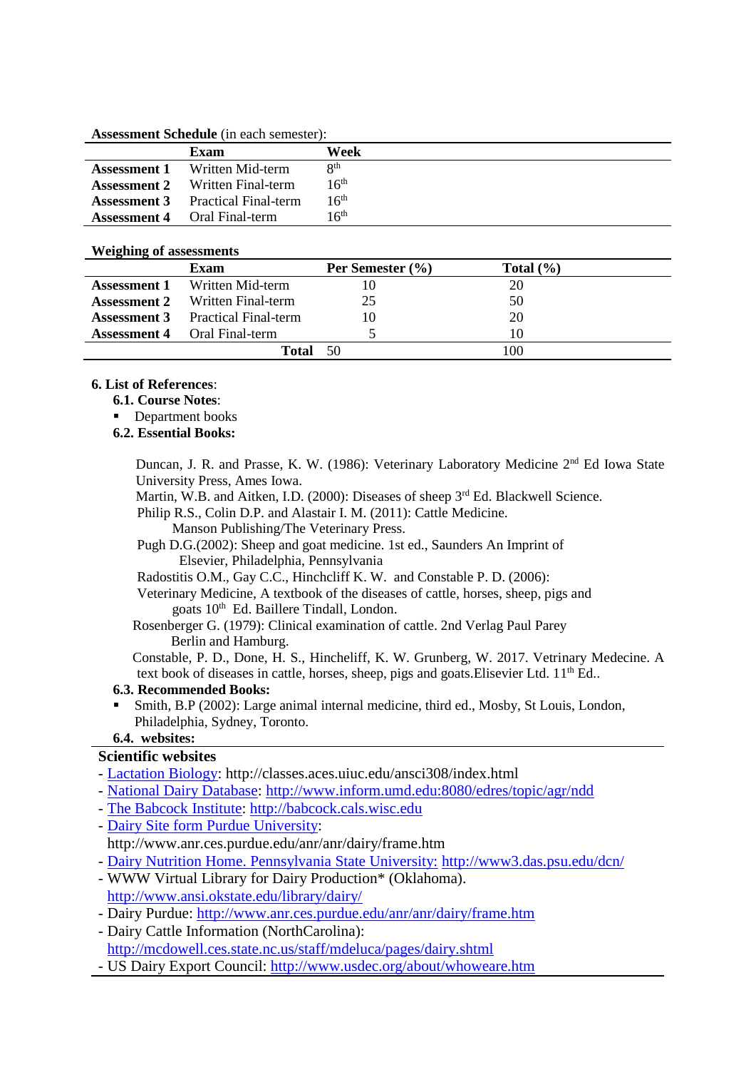**Assessment Schedule** (in each semester):

| | Exam | Week |
|---|---|---|
| **Assessment 1** | Written Mid-term | 8th |
| **Assessment 2** | Written Final-term | 16th |
| **Assessment 3** | Practical Final-term | 16th |
| **Assessment 4** | Oral Final-term | 16th |

**Weighing of assessments**

| | Exam | Per Semester (%) | Total (%) |
|---|---|---|---|
| **Assessment 1** | Written Mid-term | 10 | 20 |
| **Assessment 2** | Written Final-term | 25 | 50 |
| **Assessment 3** | Practical Final-term | 10 | 20 |
| **Assessment 4** | Oral Final-term | 5 | 10 |
| | **Total** | 50 | 100 |

**6. List of References**:

**6.1. Course Notes**:

- Department books

**6.2. Essential Books:**

Duncan, J. R. and Prasse, K. W. (1986): Veterinary Laboratory Medicine 2nd Ed Iowa State University Press, Ames Iowa.

Martin, W.B. and Aitken, I.D. (2000): Diseases of sheep 3rd Ed. Blackwell Science.

Philip R.S., Colin D.P. and Alastair I. M. (2011): Cattle Medicine. Manson Publishing/The Veterinary Press.

Pugh D.G.(2002): Sheep and goat medicine. 1st ed., Saunders An Imprint of Elsevier, Philadelphia, Pennsylvania

Radostitis O.M., Gay C.C., Hinchcliff K. W. and Constable P. D. (2006): Veterinary Medicine, A textbook of the diseases of cattle, horses, sheep, pigs and goats 10th Ed. Baillere Tindall, London.

Rosenberger G. (1979): Clinical examination of cattle. 2nd Verlag Paul Parey Berlin and Hamburg.

Constable, P. D., Done, H. S., Hincheliff, K. W. Grunberg, W. 2017. Vetrinary Medecine. A text book of diseases in cattle, horses, sheep, pigs and goats.Elisevier Ltd. 11th Ed..

**6.3. Recommended Books:**

- Smith, B.P (2002): Large animal internal medicine, third ed., Mosby, St Louis, London, Philadelphia, Sydney, Toronto.

**6.4. websites:**

**Scientific websites**

- Lactation Biology: http://classes.aces.uiuc.edu/ansci308/index.html
- National Dairy Database: http://www.inform.umd.edu:8080/edres/topic/agr/ndd
- The Babcock Institute: http://babcock.cals.wisc.edu
- Dairy Site form Purdue University: http://www.anr.ces.purdue.edu/anr/anr/dairy/frame.htm
- Dairy Nutrition Home. Pennsylvania State University: http://www3.das.psu.edu/dcn/
- WWW Virtual Library for Dairy Production* (Oklahoma). http://www.ansi.okstate.edu/library/dairy/
- Dairy Purdue: http://www.anr.ces.purdue.edu/anr/anr/dairy/frame.htm
- Dairy Cattle Information (NorthCarolina): http://mcdowell.ces.state.nc.us/staff/mdeluca/pages/dairy.shtml
- US Dairy Export Council: http://www.usdec.org/about/whoweare.htm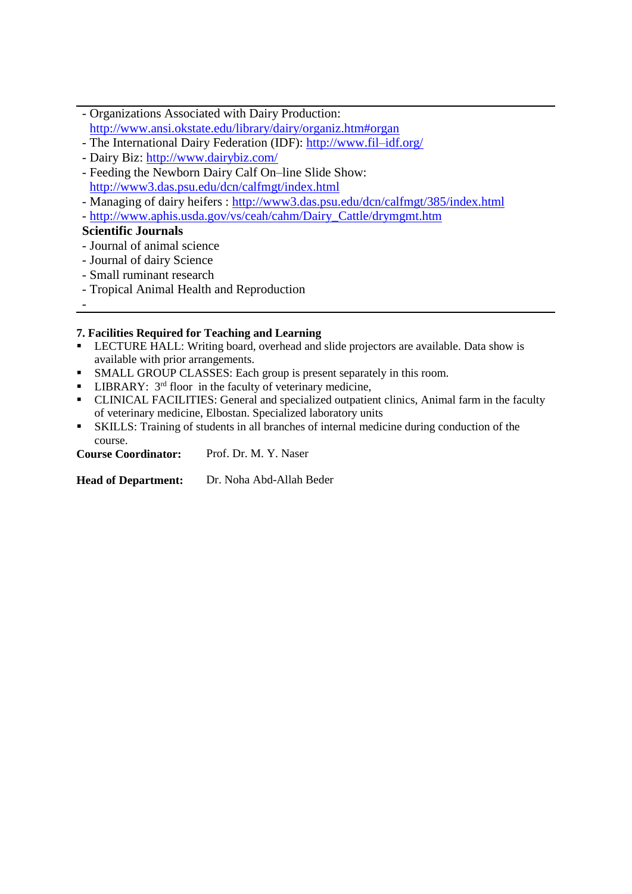- Organizations Associated with Dairy Production: http://www.ansi.okstate.edu/library/dairy/organiz.htm#organ
- The International Dairy Federation (IDF): http://www.fil–idf.org/
- Dairy Biz: http://www.dairybiz.com/
- Feeding the Newborn Dairy Calf On–line Slide Show: http://www3.das.psu.edu/dcn/calfmgt/index.html
- Managing of dairy heifers : http://www3.das.psu.edu/dcn/calfmgt/385/index.html
- http://www.aphis.usda.gov/vs/ceah/cahm/Dairy_Cattle/drymgmt.htm

**Scientific Journals**

- Journal of animal science
- Journal of dairy Science
- Small ruminant research
- Tropical Animal Health and Reproduction
-

### 7. Facilities Required for Teaching and Learning

- LECTURE HALL: Writing board, overhead and slide projectors are available. Data show is available with prior arrangements.
- SMALL GROUP CLASSES: Each group is present separately in this room.
- LIBRARY: 3rd floor in the faculty of veterinary medicine,
- CLINICAL FACILITIES: General and specialized outpatient clinics, Animal farm in the faculty of veterinary medicine, Elbostan. Specialized laboratory units
- SKILLS: Training of students in all branches of internal medicine during conduction of the course.

**Course Coordinator:** Prof. Dr. M. Y. Naser

**Head of Department:** Dr. Noha Abd-Allah Beder